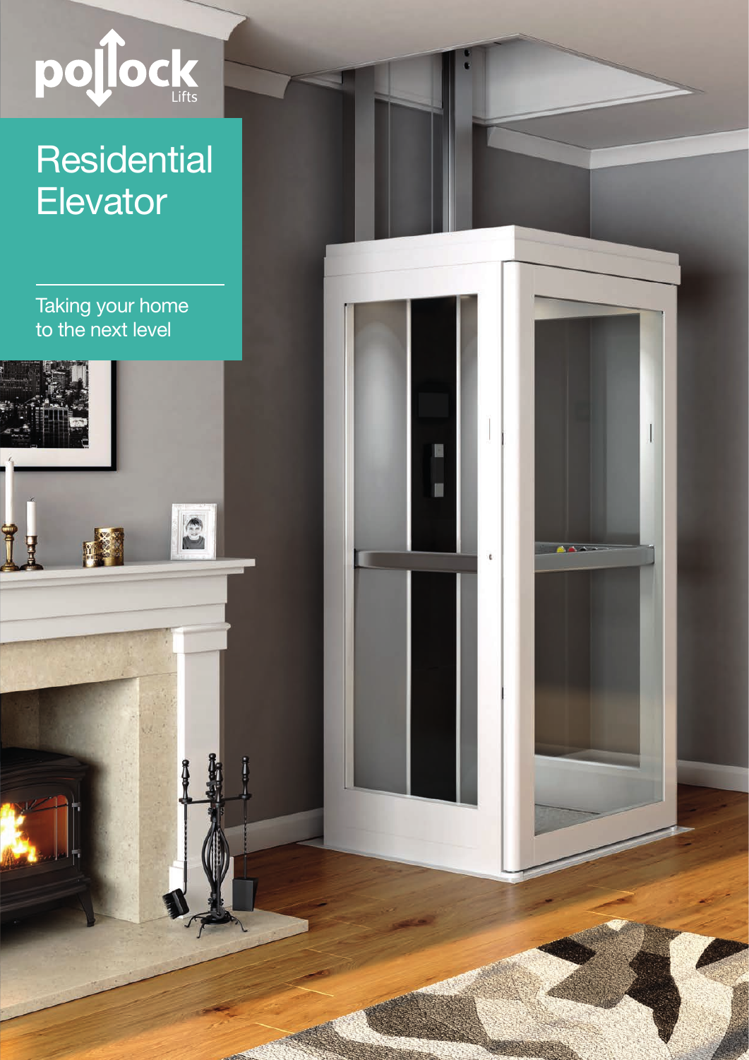pollock Lifts

# Residential Elevator

Taking your home to the next level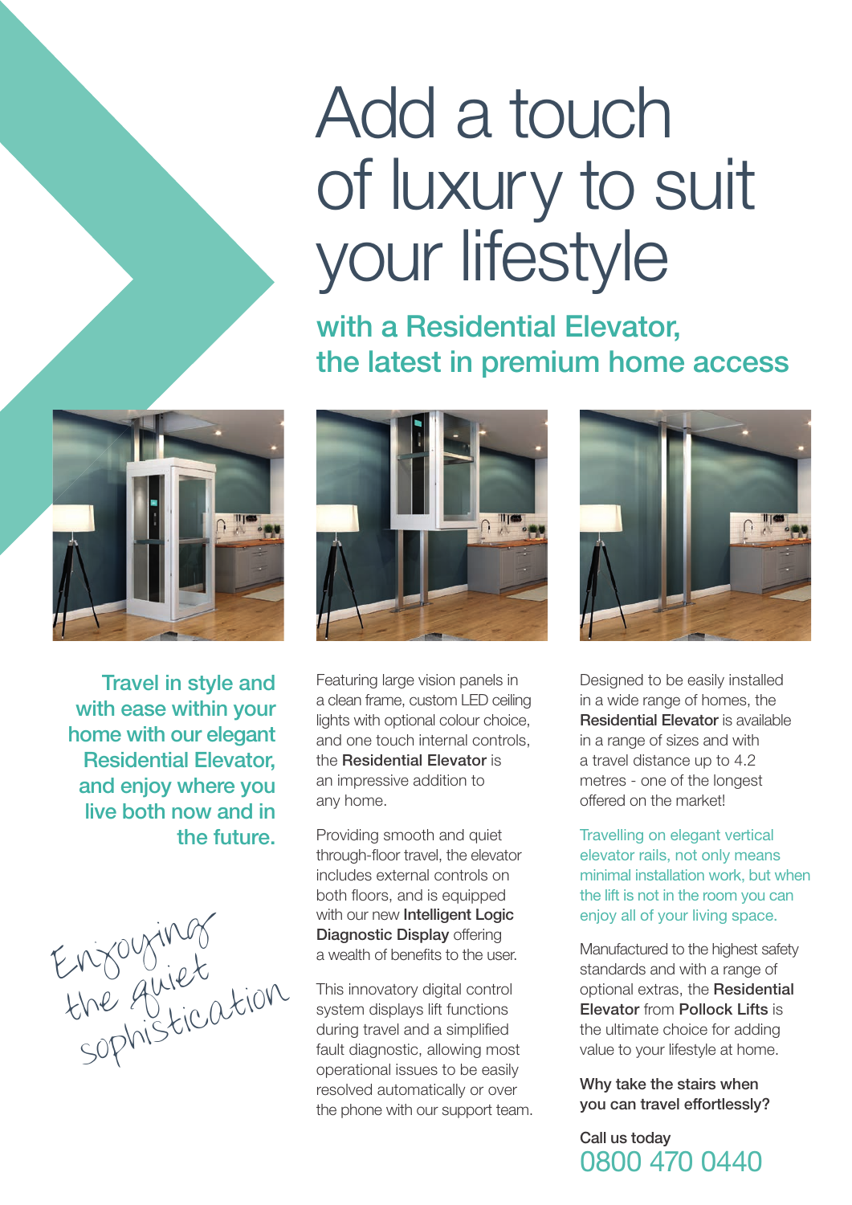# Add a touch of luxury to suit your lifestyle

## with a Residential Elevator, the latest in premium home access

**Travel in style and with ease within your home with our elegant Residential Elevator, and enjoy where you live both now and in the future.**

*Enjoying the quiet sophistication*

Featuring large vision panels in a clean frame, custom LED ceiling lights with optional colour choice, and one touch internal controls, the **Residential Elevator** is an impressive addition to any home.

Providing smooth and quiet through-floor travel, the elevator includes external controls on both floors, and is equipped with our new **Intelligent Logic Diagnostic Display** offering a wealth of benefits to the user.

This innovatory digital control system displays lift functions during travel and a simplified fault diagnostic, allowing most operational issues to be easily resolved automatically or over the phone with our support team.

Designed to be easily installed in a wide range of homes, the **Residential Elevator** is available in a range of sizes and with a travel distance up to 4.2 metres - one of the longest offered on the market!

Travelling on elegant vertical elevator rails, not only means minimal installation work, but when the lift is not in the room you can enjoy all of your living space.

Manufactured to the highest safety standards and with a range of optional extras, the **Residential Elevator** from **Pollock Lifts** is the ultimate choice for adding value to your lifestyle at home.

**Why take the stairs when you can travel effortlessly?**

Call us today
0800 470 0440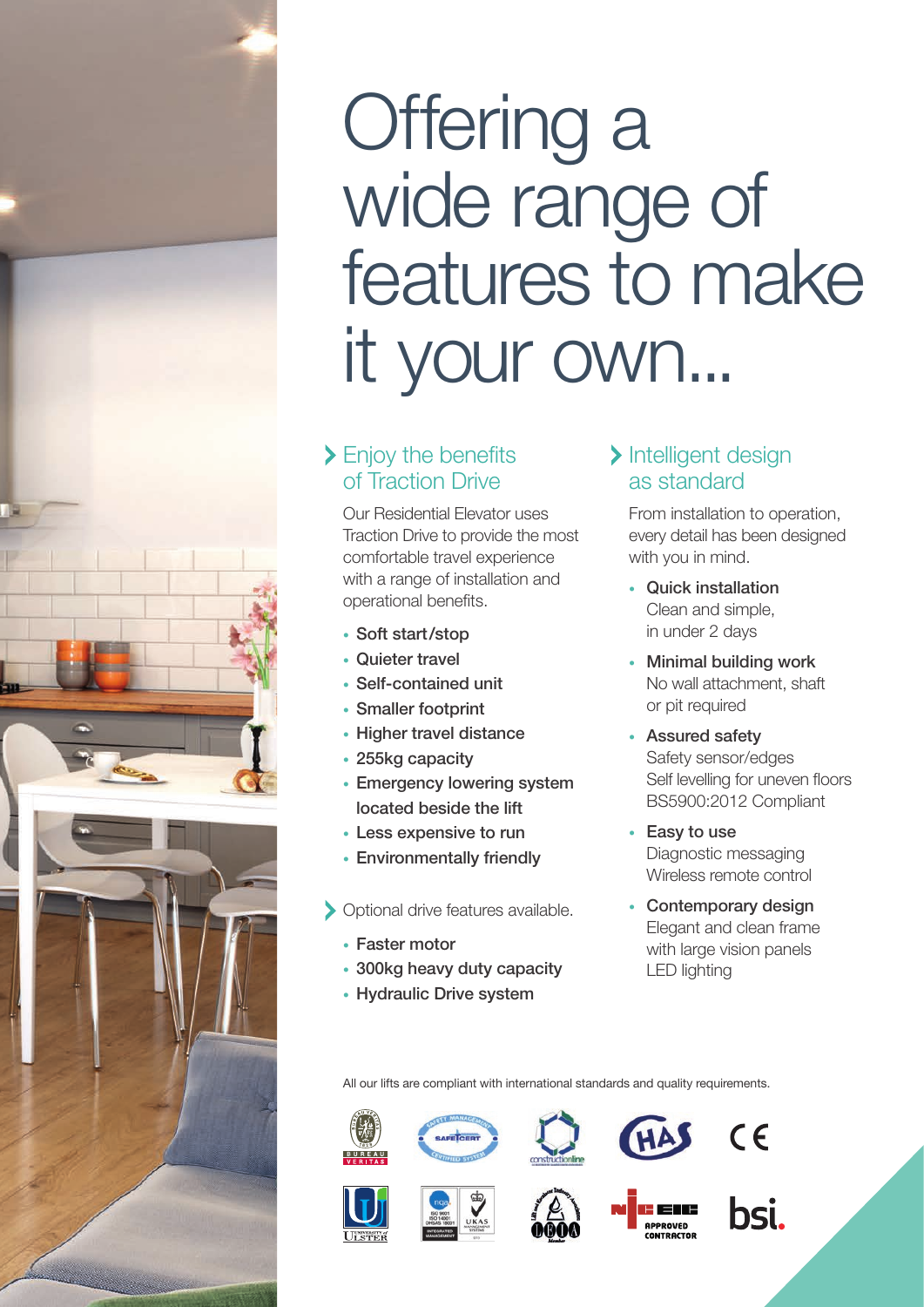# Offering a wide range of features to make it your own...

## Enjoy the benefits of Traction Drive

Our Residential Elevator uses Traction Drive to provide the most comfortable travel experience with a range of installation and operational benefits.

- **Soft start/stop**
- **Quieter travel**
- **Self-contained unit**
- **Smaller footprint**
- **Higher travel distance**
- **255kg capacity**
- **Emergency lowering system located beside the lift**
- **Less expensive to run**
- **Environmentally friendly**

## Optional drive features available.

- **Faster motor**
- **300kg heavy duty capacity**
- **Hydraulic Drive system**

## Intelligent design as standard

From installation to operation, every detail has been designed with you in mind.

- **Quick installation**
  Clean and simple, in under 2 days
- **Minimal building work**
  No wall attachment, shaft or pit required
- **Assured safety**
  Safety sensor/edges
  Self levelling for uneven floors
  BS5900:2012 Compliant
- **Easy to use**
  Diagnostic messaging
  Wireless remote control
- **Contemporary design**
  Elegant and clean frame with large vision panels
  LED lighting

All our lifts are compliant with international standards and quality requirements.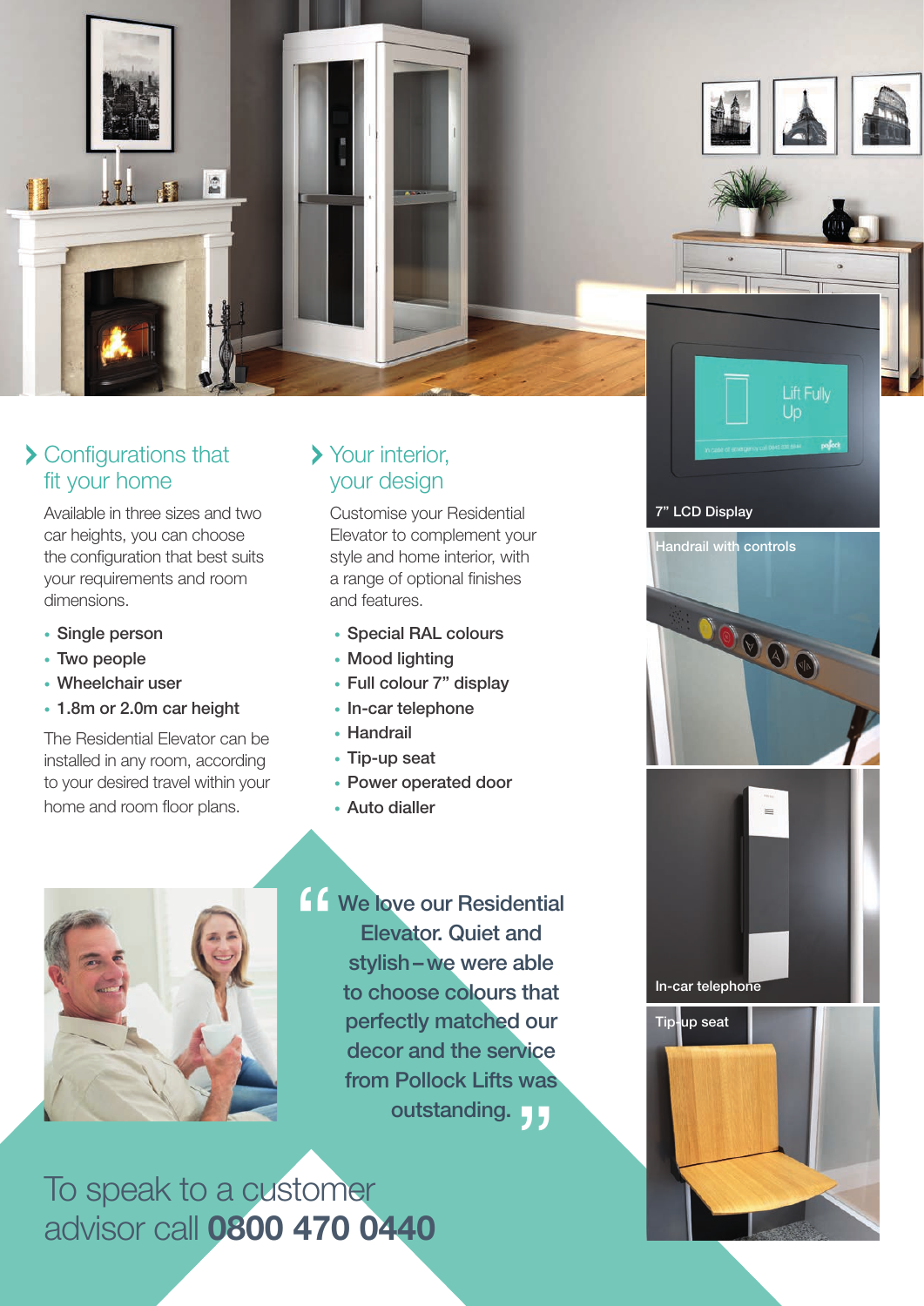## Configurations that fit your home

Available in three sizes and two car heights, you can choose the configuration that best suits your requirements and room dimensions.

- Single person
- Two people
- Wheelchair user
- 1.8m or 2.0m car height

The Residential Elevator can be installed in any room, according to your desired travel within your home and room floor plans.

## Your interior, your design

Customise your Residential Elevator to complement your style and home interior, with a range of optional finishes and features.

- Special RAL colours
- Mood lighting
- Full colour 7" display
- In-car telephone
- Handrail
- Tip-up seat
- Power operated door
- Auto dialler

“We love our Residential Elevator. Quiet and stylish – we were able to choose colours that perfectly matched our decor and the service from Pollock Lifts was outstanding.”

To speak to a customer advisor call **0800 470 0440**

7" LCD Display

Handrail with controls

In-car telephone

Tip-up seat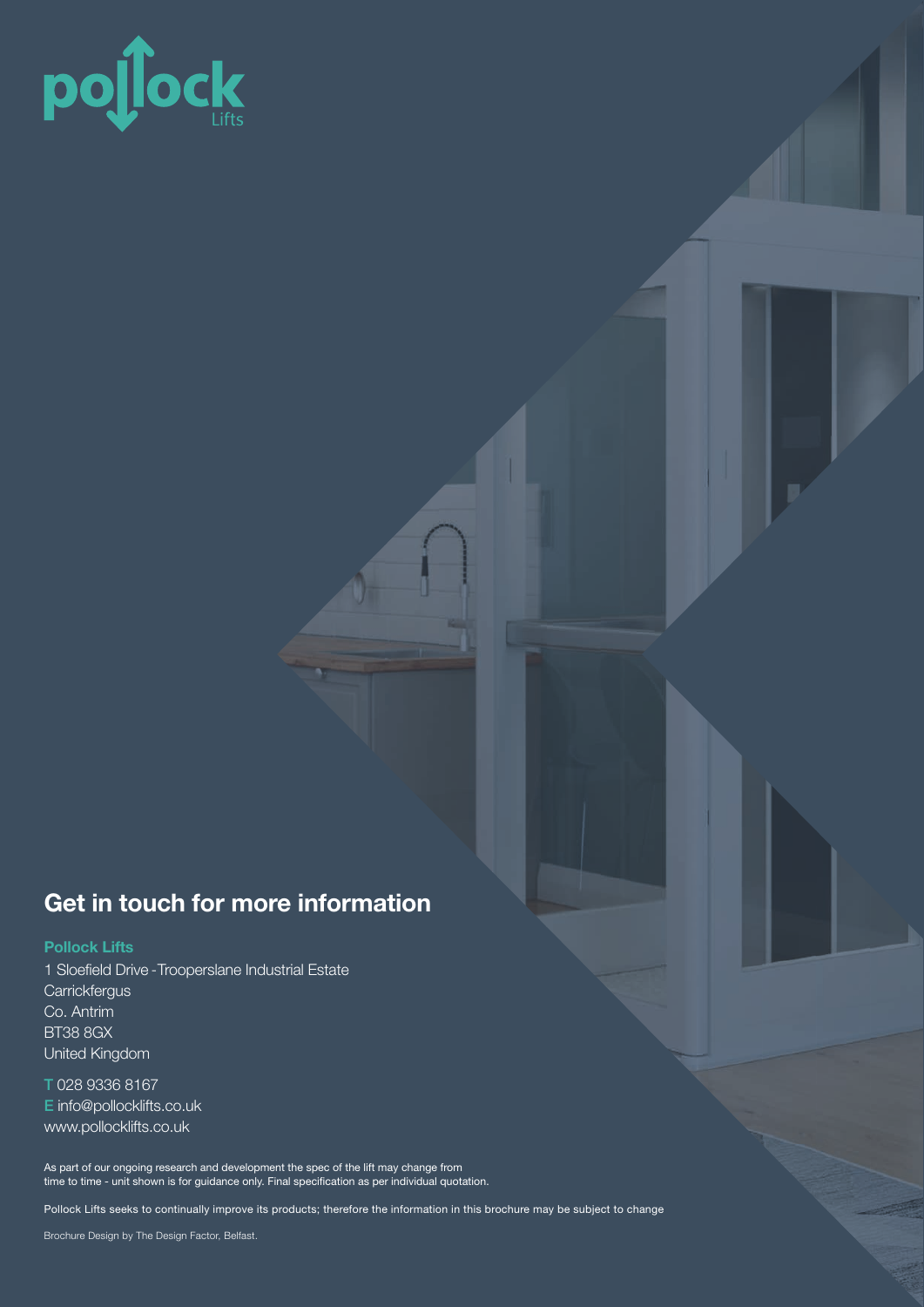pollock Lifts

## Get in touch for more information

**Pollock Lifts**

1 Sloefield Drive - Trooperslane Industrial Estate
Carrickfergus
Co. Antrim
BT38 8GX
United Kingdom

**T** 028 9336 8167
**E** info@pollocklifts.co.uk
www.pollocklifts.co.uk

As part of our ongoing research and development the spec of the lift may change from time to time - unit shown is for guidance only. Final specification as per individual quotation.

Pollock Lifts seeks to continually improve its products; therefore the information in this brochure may be subject to change

Brochure Design by The Design Factor, Belfast.